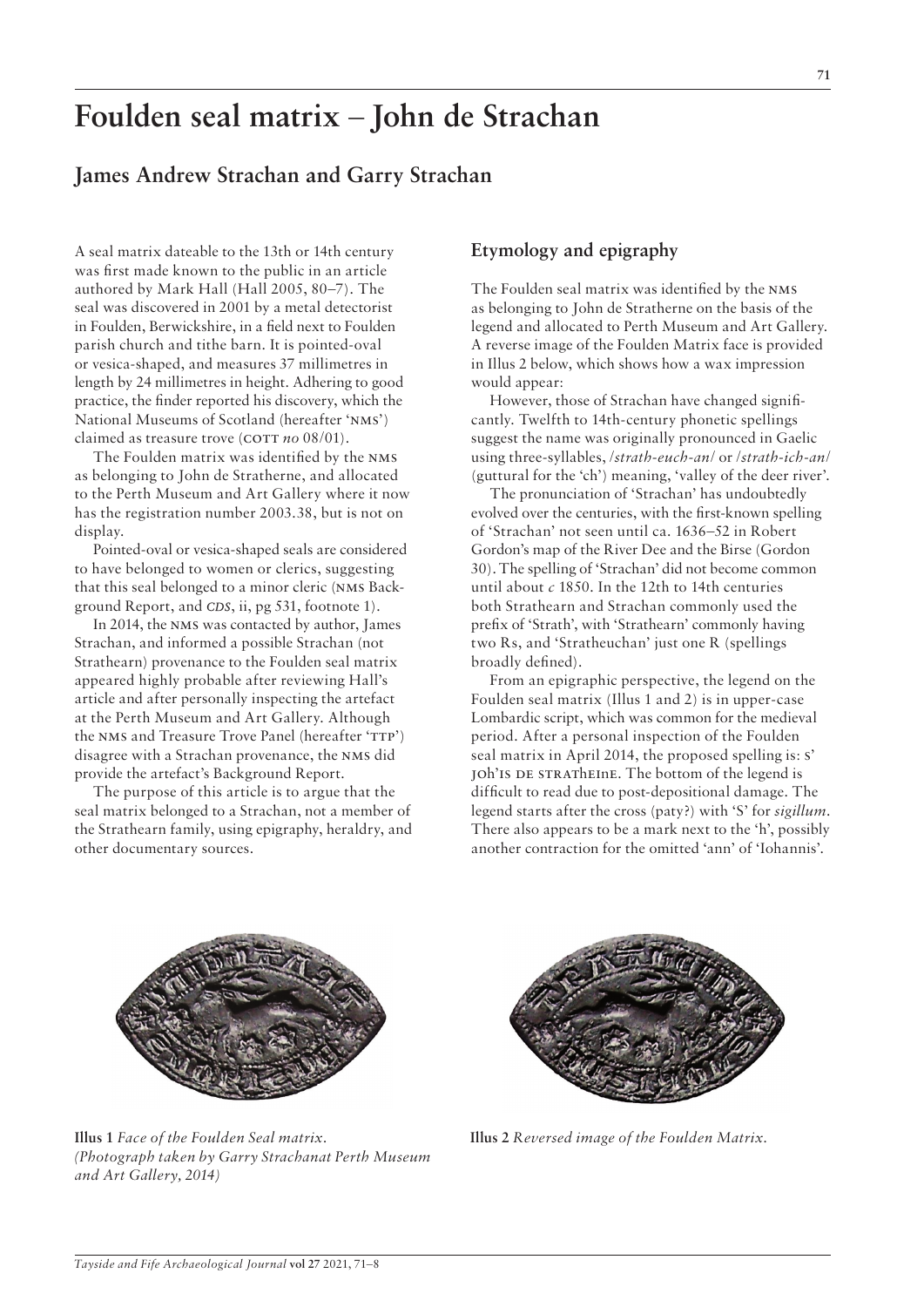# Foulden seal matrix – John de Strachan

## James Andrew Strachan and Garry Strachan

A seal matrix dateable to the 13th or 14th century was first made known to the public in an article authored by Mark Hall (Hall 2005, 80–7). The seal was discovered in 2001 by a metal detectorist in Foulden, Berwickshire, in a field next to Foulden parish church and tithe barn. It is pointed-oval or vesica-shaped, and measures 37 millimetres in length by 24 millimetres in height. Adhering to good practice, the finder reported his discovery, which the National Museums of Scotland (hereafter 'NMS') claimed as treasure trove (COTT *no* 08/01).

The Foulden matrix was identified by the NMS as belonging to John de Stratherne, and allocated to the Perth Museum and Art Gallery where it now has the registration number 2003.38, but is not on display.

Pointed-oval or vesica-shaped seals are considered to have belonged to women or clerics, suggesting that this seal belonged to a minor cleric (NMS Background Report, and *CDS*, ii, pg 531, footnote 1).

In 2014, the NMS was contacted by author, James Strachan, and informed a possible Strachan (not Strathearn) provenance to the Foulden seal matrix appeared highly probable after reviewing Hall's article and after personally inspecting the artefact at the Perth Museum and Art Gallery. Although the NMS and Treasure Trove Panel (hereafter 'TTP') disagree with a Strachan provenance, the NMS did provide the artefact's Background Report.

The purpose of this article is to argue that the seal matrix belonged to a Strachan, not a member of the Strathearn family, using epigraphy, heraldry, and other documentary sources.

### Etymology and epigraphy

The Foulden seal matrix was identified by the NMS as belonging to John de Stratherne on the basis of the legend and allocated to Perth Museum and Art Gallery. A reverse image of the Foulden Matrix face is provided in Illus 2 below, which shows how a wax impression would appear:

However, those of Strachan have changed significantly. Twelfth to 14th-century phonetic spellings suggest the name was originally pronounced in Gaelic using three-syllables, /*strath-euch-an*/ or /*strath-ich-an*/ (guttural for the 'ch') meaning, 'valley of the deer river'.

The pronunciation of 'Strachan' has undoubtedly evolved over the centuries, with the first-known spelling of 'Strachan' not seen until ca. 1636–52 in Robert Gordon's map of the River Dee and the Birse (Gordon 30). The spelling of 'Strachan' did not become common until about *c* 1850. In the 12th to 14th centuries both Strathearn and Strachan commonly used the prefix of 'Strath', with 'Strathearn' commonly having two Rs, and 'Stratheuchan' just one R (spellings broadly defined).

From an epigraphic perspective, the legend on the Foulden seal matrix (Illus 1 and 2) is in upper-case Lombardic script, which was common for the medieval period. After a personal inspection of the Foulden seal matrix in April 2014, the proposed spelling is: S' JOh'IS DE STRAThEInE. The bottom of the legend is difficult to read due to post-depositional damage. The legend starts after the cross (paty?) with 'S' for *sigillum*. There also appears to be a mark next to the 'h', possibly another contraction for the omitted 'ann' of 'Iohannis'.

**Illus 1** *Face of the Foulden Seal matrix. (Photograph taken by Garry Strachanat Perth Museum and Art Gallery, 2014)*

**Illus 2** *Reversed image of the Foulden Matrix.*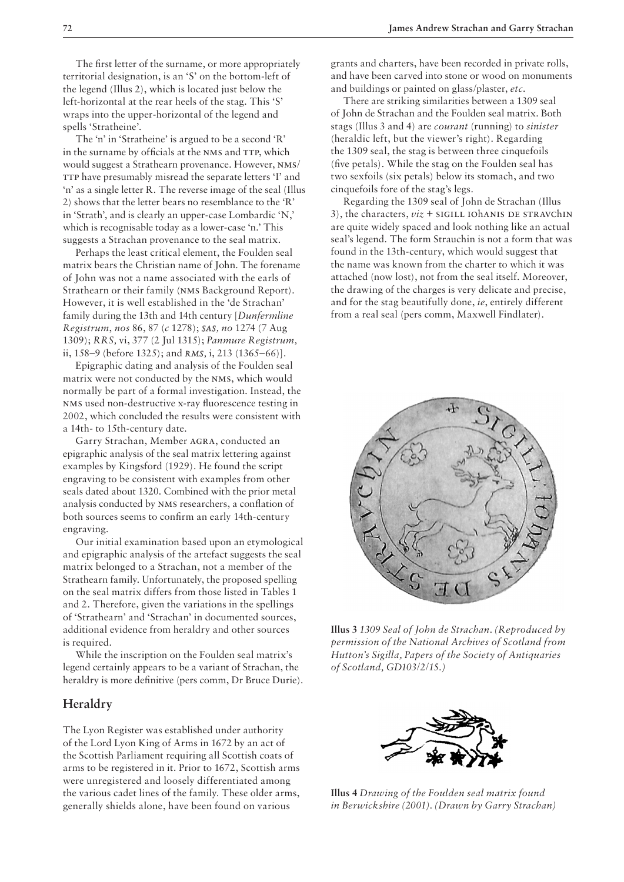The first letter of the surname, or more appropriately territorial designation, is an 'S' on the bottom-left of the legend (Illus 2), which is located just below the left-horizontal at the rear heels of the stag. This 'S' wraps into the upper-horizontal of the legend and spells 'Stratheine'.

The 'n' in 'Stratheine' is argued to be a second 'R' in the surname by officials at the NMS and TTP, which would suggest a Strathearn provenance. However, NMS/TTP have presumably misread the separate letters 'I' and 'n' as a single letter R. The reverse image of the seal (Illus 2) shows that the letter bears no resemblance to the 'R' in 'Strath', and is clearly an upper-case Lombardic 'N,' which is recognisable today as a lower-case 'n.' This suggests a Strachan provenance to the seal matrix.

Perhaps the least critical element, the Foulden seal matrix bears the Christian name of John. The forename of John was not a name associated with the earls of Strathearn or their family (NMS Background Report). However, it is well established in the 'de Strachan' family during the 13th and 14th century [*Dunfermline Registrum*, *nos* 86, 87 (*c* 1278); *SAS, no* 1274 (7 Aug 1309); *RRS*, vi, 377 (2 Jul 1315); *Panmure Registrum*, ii, 158–9 (before 1325); and *RMS*, i, 213 (1365–66)].

Epigraphic dating and analysis of the Foulden seal matrix were not conducted by the NMS, which would normally be part of a formal investigation. Instead, the NMS used non-destructive x-ray fluorescence testing in 2002, which concluded the results were consistent with a 14th- to 15th-century date.

Garry Strachan, Member AGRA, conducted an epigraphic analysis of the seal matrix lettering against examples by Kingsford (1929). He found the script engraving to be consistent with examples from other seals dated about 1320. Combined with the prior metal analysis conducted by NMS researchers, a conflation of both sources seems to confirm an early 14th-century engraving.

Our initial examination based upon an etymological and epigraphic analysis of the artefact suggests the seal matrix belonged to a Strachan, not a member of the Strathearn family. Unfortunately, the proposed spelling on the seal matrix differs from those listed in Tables 1 and 2. Therefore, given the variations in the spellings of 'Strathearn' and 'Strachan' in documented sources, additional evidence from heraldry and other sources is required.

While the inscription on the Foulden seal matrix's legend certainly appears to be a variant of Strachan, the heraldry is more definitive (pers comm, Dr Bruce Durie).

## Heraldry

The Lyon Register was established under authority of the Lord Lyon King of Arms in 1672 by an act of the Scottish Parliament requiring all Scottish coats of arms to be registered in it. Prior to 1672, Scottish arms were unregistered and loosely differentiated among the various cadet lines of the family. These older arms, generally shields alone, have been found on various grants and charters, have been recorded in private rolls, and have been carved into stone or wood on monuments and buildings or painted on glass/plaster, *etc*.

There are striking similarities between a 1309 seal of John de Strachan and the Foulden seal matrix. Both stags (Illus 3 and 4) are *courant* (running) to *sinister* (heraldic left, but the viewer's right). Regarding the 1309 seal, the stag is between three cinquefoils (five petals). While the stag on the Foulden seal has two sexfoils (six petals) below its stomach, and two cinquefoils fore of the stag's legs.

Regarding the 1309 seal of John de Strachan (Illus 3), the characters, *viz* + SIGILL IOhANIS DE STRAVChIN are quite widely spaced and look nothing like an actual seal's legend. The form Strauchin is not a form that was found in the 13th-century, which would suggest that the name was known from the charter to which it was attached (now lost), not from the seal itself. Moreover, the drawing of the charges is very delicate and precise, and for the stag beautifully done, *ie*, entirely different from a real seal (pers comm, Maxwell Findlater).

**Illus 3** *1309 Seal of John de Strachan. (Reproduced by permission of the National Archives of Scotland from Hutton's Sigilla, Papers of the Society of Antiquaries of Scotland, GD103/2/15.)*

**Illus 4** *Drawing of the Foulden seal matrix found in Berwickshire (2001). (Drawn by Garry Strachan)*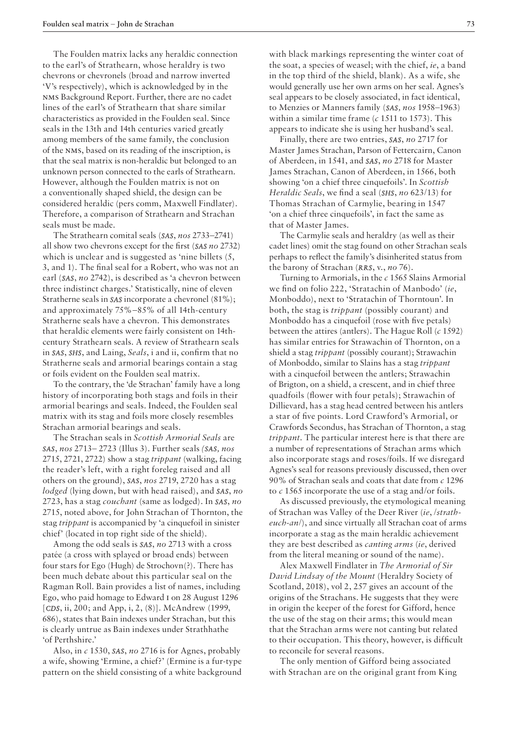The Foulden matrix lacks any heraldic connection to the earl's of Strathearn, whose heraldry is two chevrons or chevronels (broad and narrow inverted 'V's respectively), which is acknowledged by in the NMS Background Report. Further, there are no cadet lines of the earl's of Strathearn that share similar characteristics as provided in the Foulden seal. Since seals in the 13th and 14th centuries varied greatly among members of the same family, the conclusion of the NMS, based on its reading of the inscription, is that the seal matrix is non-heraldic but belonged to an unknown person connected to the earls of Strathearn. However, although the Foulden matrix is not on a conventionally shaped shield, the design can be considered heraldic (pers comm, Maxwell Findlater). Therefore, a comparison of Strathearn and Strachan seals must be made.

The Strathearn comital seals (*SAS*, *nos* 2733–2741) all show two chevrons except for the first (*SAS no* 2732) which is unclear and is suggested as 'nine billets (5, 3, and 1). The final seal for a Robert, who was not an earl (*SAS*, *no* 2742), is described as 'a chevron between three indistinct charges.' Statistically, nine of eleven Stratherne seals in *SAS* incorporate a chevronel (81%); and approximately 75%–85% of all 14th-century Stratherne seals have a chevron. This demonstrates that heraldic elements were fairly consistent on 14th-century Strathearn seals. A review of Strathearn seals in *SAS*, *SHS*, and Laing, *Seals*, i and ii, confirm that no Stratherne seals and armorial bearings contain a stag or foils evident on the Foulden seal matrix.

To the contrary, the 'de Strachan' family have a long history of incorporating both stags and foils in their armorial bearings and seals. Indeed, the Foulden seal matrix with its stag and foils more closely resembles Strachan armorial bearings and seals.

The Strachan seals in *Scottish Armorial Seals* are *SAS*, *nos* 2713– 2723 (Illus 3). Further seals (*SAS, nos* 2715, 2721, 2722) show a stag *trippant* (walking, facing the reader's left, with a right foreleg raised and all others on the ground), *SAS*, *nos* 2719, 2720 has a stag *lodged* (lying down, but with head raised), and *SAS*, *no* 2723, has a stag *couchant* (same as lodged). In *SAS*, *no* 2715, noted above, for John Strachan of Thornton, the stag *trippant* is accompanied by 'a cinquefoil in sinister chief' (located in top right side of the shield).

Among the odd seals is *SAS*, *no* 2713 with a cross patée (a cross with splayed or broad ends) between four stars for Ego (Hugh) de Strochovn(?). There has been much debate about this particular seal on the Ragman Roll. Bain provides a list of names, including Ego, who paid homage to Edward I on 28 August 1296 [*CDS*, ii, 200; and App, i, 2, (8)]. McAndrew (1999, 686), states that Bain indexes under Strachan, but this is clearly untrue as Bain indexes under Strathhathe 'of Perthshire.'

Also, in *c* 1530, *SAS*, *no* 2716 is for Agnes, probably a wife, showing 'Ermine, a chief?' (Ermine is a fur-type pattern on the shield consisting of a white background with black markings representing the winter coat of the soat, a species of weasel; with the chief, *ie*, a band in the top third of the shield, blank). As a wife, she would generally use her own arms on her seal. Agnes's seal appears to be closely associated, in fact identical, to Menzies or Manners family (*SAS, nos* 1958–1963) within a similar time frame (*c* 1511 to 1573). This appears to indicate she is using her husband's seal.

Finally, there are two entries, *SAS*, *no* 2717 for Master James Strachan, Parson of Fettercairn, Canon of Aberdeen, in 1541, and *SAS*, *no* 2718 for Master James Strachan, Canon of Aberdeen, in 1566, both showing 'on a chief three cinquefoils'. In *Scottish Heraldic Seals*, we find a seal (*SHS*, *no* 623/13) for Thomas Strachan of Carmylie, bearing in 1547 'on a chief three cinquefoils', in fact the same as that of Master James.

The Carmylie seals and heraldry (as well as their cadet lines) omit the stag found on other Strachan seals perhaps to reflect the family's disinherited status from the barony of Strachan (*RRS*, v., *no* 76).

Turning to Armorials, in the *c* 1565 Slains Armorial we find on folio 222, 'Stratachin of Manbodo' (*ie*, Monboddo), next to 'Stratachin of Thorntoun'. In both, the stag is *trippant* (possibly courant) and Monboddo has a cinquefoil (rose with five petals) between the attires (antlers). The Hague Roll (*c* 1592) has similar entries for Strawachin of Thornton, on a shield a stag *trippant* (possibly courant); Strawachin of Monboddo, similar to Slains has a stag *trippant* with a cinquefoil between the antlers; Strawachin of Brigton, on a shield, a crescent, and in chief three quadfoils (flower with four petals); Strawachin of Dillievard, has a stag head centred between his antlers a star of five points. Lord Crawford's Armorial, or Crawfords Secondus, has Strachan of Thornton, a stag *trippant*. The particular interest here is that there are a number of representations of Strachan arms which also incorporate stags and roses/foils. If we disregard Agnes's seal for reasons previously discussed, then over 90% of Strachan seals and coats that date from *c* 1296 to *c* 1565 incorporate the use of a stag and/or foils.

As discussed previously, the etymological meaning of Strachan was Valley of the Deer River (*ie*, /*strath-euch-an*/), and since virtually all Strachan coat of arms incorporate a stag as the main heraldic achievement they are best described as *canting arms* (*ie*, derived from the literal meaning or sound of the name).

Alex Maxwell Findlater in *The Armorial of Sir David Lindsay of the Mount* (Heraldry Society of Scotland, 2018), vol 2, 257 gives an account of the origins of the Strachans. He suggests that they were in origin the keeper of the forest for Gifford, hence the use of the stag on their arms; this would mean that the Strachan arms were not canting but related to their occupation. This theory, however, is difficult to reconcile for several reasons.

The only mention of Gifford being associated with Strachan are on the original grant from King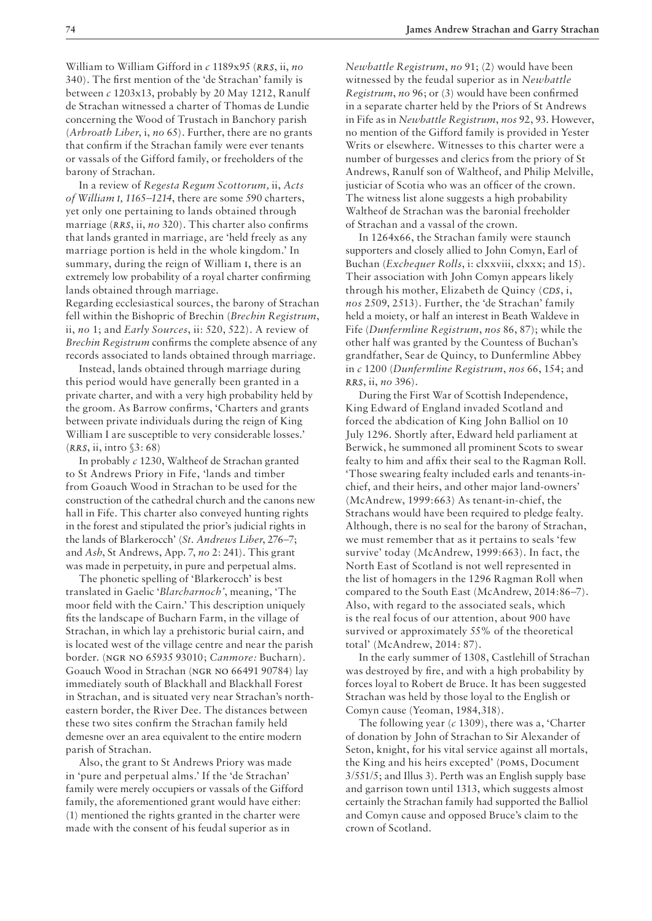William to William Gifford in *c* 1189x95 (*RRS*, ii, *no* 340). The first mention of the 'de Strachan' family is between *c* 1203x13, probably by 20 May 1212, Ranulf de Strachan witnessed a charter of Thomas de Lundie concerning the Wood of Trustach in Banchory parish (*Arbroath Liber*, i, *no* 65). Further, there are no grants that confirm if the Strachan family were ever tenants or vassals of the Gifford family, or freeholders of the barony of Strachan.

In a review of *Regesta Regum Scottorum*, ii, *Acts of William I, 1165–1214*, there are some 590 charters, yet only one pertaining to lands obtained through marriage (*RRS*, ii, *no* 320). This charter also confirms that lands granted in marriage, are 'held freely as any marriage portion is held in the whole kingdom.' In summary, during the reign of William I, there is an extremely low probability of a royal charter confirming lands obtained through marriage.

Regarding ecclesiastical sources, the barony of Strachan fell within the Bishopric of Brechin (*Brechin Registrum*, ii, *no* 1; and *Early Sources*, ii: 520, 522). A review of *Brechin Registrum* confirms the complete absence of any records associated to lands obtained through marriage.

Instead, lands obtained through marriage during this period would have generally been granted in a private charter, and with a very high probability held by the groom. As Barrow confirms, 'Charters and grants between private individuals during the reign of King William I are susceptible to very considerable losses.' (*RRS*, ii, intro §3: 68)

In probably *c* 1230, Waltheof de Strachan granted to St Andrews Priory in Fife, 'lands and timber from Goauch Wood in Strachan to be used for the construction of the cathedral church and the canons new hall in Fife. This charter also conveyed hunting rights in the forest and stipulated the prior's judicial rights in the lands of Blarkerocch' (*St. Andrews Liber*, 276–7; and *Ash*, St Andrews, App. 7, *no* 2: 241). This grant was made in perpetuity, in pure and perpetual alms.

The phonetic spelling of 'Blarkerocch' is best translated in Gaelic '*Blarcharnoch*', meaning, 'The moor field with the Cairn.' This description uniquely fits the landscape of Bucharn Farm, in the village of Strachan, in which lay a prehistoric burial cairn, and is located west of the village centre and near the parish border. (NGR NO 65935 93010; *Canmore:* Bucharn). Goauch Wood in Strachan (NGR NO 66491 90784) lay immediately south of Blackhall and Blackhall Forest in Strachan, and is situated very near Strachan's north-eastern border, the River Dee. The distances between these two sites confirm the Strachan family held demesne over an area equivalent to the entire modern parish of Strachan.

Also, the grant to St Andrews Priory was made in 'pure and perpetual alms.' If the 'de Strachan' family were merely occupiers or vassals of the Gifford family, the aforementioned grant would have either: (1) mentioned the rights granted in the charter were made with the consent of his feudal superior as in *Newbattle Registrum*, *no* 91; (2) would have been witnessed by the feudal superior as in *Newbattle Registrum*, *no* 96; or (3) would have been confirmed in a separate charter held by the Priors of St Andrews in Fife as in *Newbattle Registrum*, *nos* 92, 93. However, no mention of the Gifford family is provided in Yester Writs or elsewhere. Witnesses to this charter were a number of burgesses and clerics from the priory of St Andrews, Ranulf son of Waltheof, and Philip Melville, justiciar of Scotia who was an officer of the crown. The witness list alone suggests a high probability Waltheof de Strachan was the baronial freeholder of Strachan and a vassal of the crown.

In 1264x66, the Strachan family were staunch supporters and closely allied to John Comyn, Earl of Buchan (*Exchequer Rolls*, i: clxxviii, clxxx; and 15). Their association with John Comyn appears likely through his mother, Elizabeth de Quincy (*CDS*, i, *nos* 2509, 2513). Further, the 'de Strachan' family held a moiety, or half an interest in Beath Waldeve in Fife (*Dunfermline Registrum*, *nos* 86, 87); while the other half was granted by the Countess of Buchan's grandfather, Sear de Quincy, to Dunfermline Abbey in *c* 1200 (*Dunfermline Registrum*, *nos* 66, 154; and *RRS*, ii, *no* 396).

During the First War of Scottish Independence, King Edward of England invaded Scotland and forced the abdication of King John Balliol on 10 July 1296. Shortly after, Edward held parliament at Berwick, he summoned all prominent Scots to swear fealty to him and affix their seal to the Ragman Roll. 'Those swearing fealty included earls and tenants-in-chief, and their heirs, and other major land-owners' (McAndrew, 1999:663) As tenant-in-chief, the Strachans would have been required to pledge fealty. Although, there is no seal for the barony of Strachan, we must remember that as it pertains to seals 'few survive' today (McAndrew, 1999:663). In fact, the North East of Scotland is not well represented in the list of homagers in the 1296 Ragman Roll when compared to the South East (McAndrew, 2014:86–7). Also, with regard to the associated seals, which is the real focus of our attention, about 900 have survived or approximately 55% of the theoretical total' (McAndrew, 2014: 87).

In the early summer of 1308, Castlehill of Strachan was destroyed by fire, and with a high probability by forces loyal to Robert de Bruce. It has been suggested Strachan was held by those loyal to the English or Comyn cause (Yeoman, 1984,318).

The following year (*c* 1309), there was a, 'Charter of donation by John of Strachan to Sir Alexander of Seton, knight, for his vital service against all mortals, the King and his heirs excepted' (PoMS, Document 3/551/5; and Illus 3). Perth was an English supply base and garrison town until 1313, which suggests almost certainly the Strachan family had supported the Balliol and Comyn cause and opposed Bruce's claim to the crown of Scotland.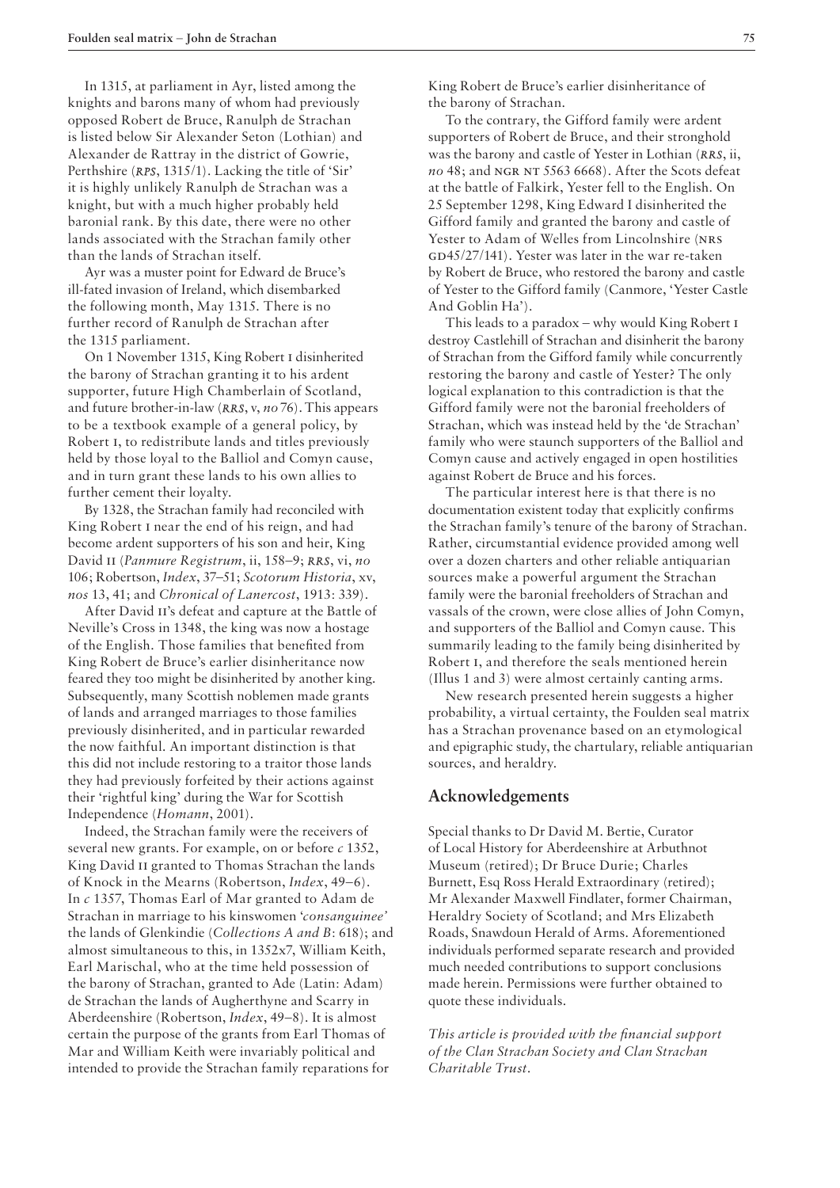In 1315, at parliament in Ayr, listed among the knights and barons many of whom had previously opposed Robert de Bruce, Ranulph de Strachan is listed below Sir Alexander Seton (Lothian) and Alexander de Rattray in the district of Gowrie, Perthshire (*RPS*, 1315/1). Lacking the title of 'Sir' it is highly unlikely Ranulph de Strachan was a knight, but with a much higher probably held baronial rank. By this date, there were no other lands associated with the Strachan family other than the lands of Strachan itself.

Ayr was a muster point for Edward de Bruce's ill-fated invasion of Ireland, which disembarked the following month, May 1315. There is no further record of Ranulph de Strachan after the 1315 parliament.

On 1 November 1315, King Robert I disinherited the barony of Strachan granting it to his ardent supporter, future High Chamberlain of Scotland, and future brother-in-law (*RRS*, v, *no* 76). This appears to be a textbook example of a general policy, by Robert I, to redistribute lands and titles previously held by those loyal to the Balliol and Comyn cause, and in turn grant these lands to his own allies to further cement their loyalty.

By 1328, the Strachan family had reconciled with King Robert I near the end of his reign, and had become ardent supporters of his son and heir, King David II (*Panmure Registrum*, ii, 158–9; *RRS*, vi, *no* 106; Robertson, *Index*, 37–51; *Scotorum Historia*, xv, *nos* 13, 41; and *Chronical of Lanercost*, 1913: 339).

After David II's defeat and capture at the Battle of Neville's Cross in 1348, the king was now a hostage of the English. Those families that benefited from King Robert de Bruce's earlier disinheritance now feared they too might be disinherited by another king. Subsequently, many Scottish noblemen made grants of lands and arranged marriages to those families previously disinherited, and in particular rewarded the now faithful. An important distinction is that this did not include restoring to a traitor those lands they had previously forfeited by their actions against their 'rightful king' during the War for Scottish Independence (*Homann*, 2001).

Indeed, the Strachan family were the receivers of several new grants. For example, on or before *c* 1352, King David II granted to Thomas Strachan the lands of Knock in the Mearns (Robertson, *Index*, 49–6). In *c* 1357, Thomas Earl of Mar granted to Adam de Strachan in marriage to his kinswomen '*consanguinee*' the lands of Glenkindie (*Collections A and B*: 618); and almost simultaneous to this, in 1352x7, William Keith, Earl Marischal, who at the time held possession of the barony of Strachan, granted to Ade (Latin: Adam) de Strachan the lands of Augherthyne and Scarry in Aberdeenshire (Robertson, *Index*, 49–8). It is almost certain the purpose of the grants from Earl Thomas of Mar and William Keith were invariably political and intended to provide the Strachan family reparations for King Robert de Bruce's earlier disinheritance of the barony of Strachan.

To the contrary, the Gifford family were ardent supporters of Robert de Bruce, and their stronghold was the barony and castle of Yester in Lothian (*RRS*, ii, *no* 48; and NGR NT 5563 6668). After the Scots defeat at the battle of Falkirk, Yester fell to the English. On 25 September 1298, King Edward I disinherited the Gifford family and granted the barony and castle of Yester to Adam of Welles from Lincolnshire (NRS GD45/27/141). Yester was later in the war re-taken by Robert de Bruce, who restored the barony and castle of Yester to the Gifford family (Canmore, 'Yester Castle And Goblin Ha').

This leads to a paradox – why would King Robert I destroy Castlehill of Strachan and disinherit the barony of Strachan from the Gifford family while concurrently restoring the barony and castle of Yester? The only logical explanation to this contradiction is that the Gifford family were not the baronial freeholders of Strachan, which was instead held by the 'de Strachan' family who were staunch supporters of the Balliol and Comyn cause and actively engaged in open hostilities against Robert de Bruce and his forces.

The particular interest here is that there is no documentation existent today that explicitly confirms the Strachan family's tenure of the barony of Strachan. Rather, circumstantial evidence provided among well over a dozen charters and other reliable antiquarian sources make a powerful argument the Strachan family were the baronial freeholders of Strachan and vassals of the crown, were close allies of John Comyn, and supporters of the Balliol and Comyn cause. This summarily leading to the family being disinherited by Robert I, and therefore the seals mentioned herein (Illus 1 and 3) were almost certainly canting arms.

New research presented herein suggests a higher probability, a virtual certainty, the Foulden seal matrix has a Strachan provenance based on an etymological and epigraphic study, the chartulary, reliable antiquarian sources, and heraldry.

## Acknowledgements

Special thanks to Dr David M. Bertie, Curator of Local History for Aberdeenshire at Arbuthnot Museum (retired); Dr Bruce Durie; Charles Burnett, Esq Ross Herald Extraordinary (retired); Mr Alexander Maxwell Findlater, former Chairman, Heraldry Society of Scotland; and Mrs Elizabeth Roads, Snawdoun Herald of Arms. Aforementioned individuals performed separate research and provided much needed contributions to support conclusions made herein. Permissions were further obtained to quote these individuals.

*This article is provided with the financial support of the Clan Strachan Society and Clan Strachan Charitable Trust.*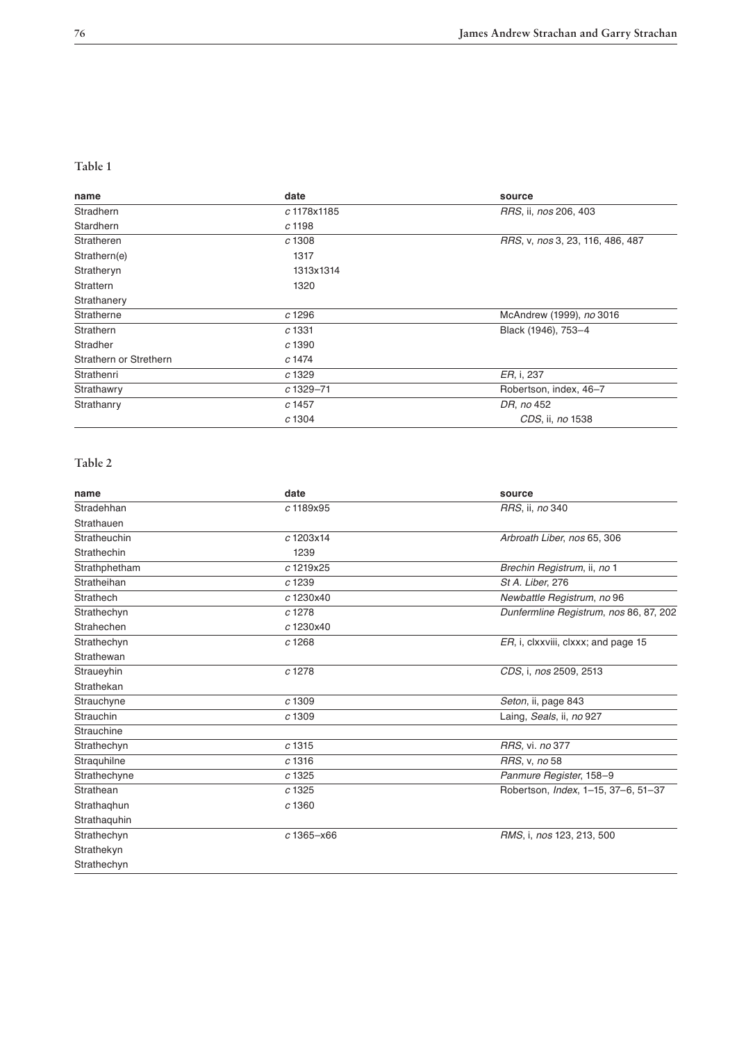**Table 1**

| name | date | source |
|---|---|---|
| Stradhern | *c* 1178x1185 | *RRS*, ii, *nos* 206, 403 |
| Stardhern | *c* 1198 | |
| Stratheren | *c* 1308 | *RRS*, v, *nos* 3, 23, 116, 486, 487 |
| Strathern(e) | 1317 | |
| Stratheryn | 1313x1314 | |
| Strattern | 1320 | |
| Strathanery | | |
| Stratherne | *c* 1296 | McAndrew (1999), *no* 3016 |
| Strathern | *c* 1331 | Black (1946), 753–4 |
| Stradher | *c* 1390 | |
| Strathern or Strethern | *c* 1474 | |
| Strathenri | *c* 1329 | *ER*, i, 237 |
| Strathawry | *c* 1329–71 | Robertson, index, 46–7 |
| Strathanry | *c* 1457 | *DR*, *no* 452 |
| | *c* 1304 | *CDS*, ii, *no* 1538 |

**Table 2**

| name | date | source |
|---|---|---|
| Stradehhan | *c* 1189x95 | *RRS*, ii, *no* 340 |
| Strathauen | | |
| Stratheuchin | *c* 1203x14 | *Arbroath Liber*, *nos* 65, 306 |
| Strathechin | 1239 | |
| Strathphetham | *c* 1219x25 | *Brechin Registrum*, ii, *no* 1 |
| Stratheihan | *c* 1239 | *St A. Liber*, 276 |
| Strathech | *c* 1230x40 | *Newbattle Registrum*, *no* 96 |
| Strathechyn | *c* 1278 | *Dunfermline Registrum*, *nos* 86, 87, 202 |
| Strahechen | *c* 1230x40 | |
| Strathechyn | *c* 1268 | *ER*, i, clxxviii, clxxx; and page 15 |
| Strathewan | | |
| Straueyhin | *c* 1278 | *CDS*, i, *nos* 2509, 2513 |
| Strathekan | | |
| Strauchyne | *c* 1309 | *Seton*, ii, page 843 |
| Strauchin | *c* 1309 | Laing, *Seals*, ii, *no* 927 |
| Strauchine | | |
| Strathechyn | *c* 1315 | *RRS*, vi. *no* 377 |
| Straquhilne | *c* 1316 | *RRS*, v, *no* 58 |
| Strathechyne | *c* 1325 | *Panmure Register*, 158–9 |
| Strathean | *c* 1325 | Robertson, *Index*, 1–15, 37–6, 51–37 |
| Strathaqhun | *c* 1360 | |
| Strathaquhin | | |
| Strathechyn | *c* 1365–x66 | *RMS*, i, *nos* 123, 213, 500 |
| Strathekyn | | |
| Strathechyn | | |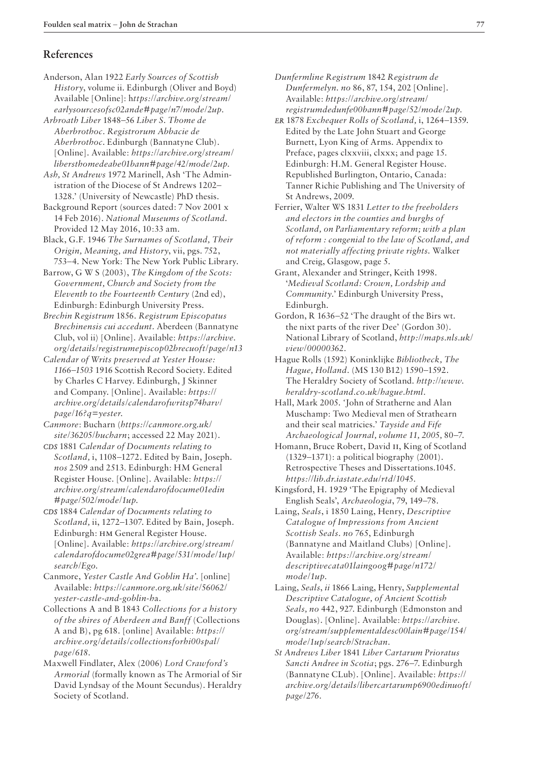## References

Anderson, Alan 1922 *Early Sources of Scottish History*, volume ii. Edinburgh (Oliver and Boyd) Available [Online]: h*ttps://archive.org/stream/earlysourcesofsc02ande#page/n7/mode/2up.*

*Arbroath Liber* 1848–56 *Liber S. Thome de Aberbrothoc. Registrorum Abbacie de Aberbrothoc*. Edinburgh (Bannatyne Club). [Online]. Available: *https://archive.org/stream/libersthomedeabe01bann#page/42/mode/2up.*

*Ash, St Andrews* 1972 Marinell, Ash 'The Administration of the Diocese of St Andrews 1202–1328.' (University of Newcastle) PhD thesis.

Background Report (sources dated: 7 Nov 2001 x 14 Feb 2016). *National Museums of Scotland.* Provided 12 May 2016, 10:33 am.

Black, G.F. 1946 *The Surnames of Scotland, Their Origin, Meaning, and History*, vii, pgs. 752, 753–4. New York: The New York Public Library.

Barrow, G W S (2003), *The Kingdom of the Scots: Government, Church and Society from the Eleventh to the Fourteenth Century* (2nd ed), Edinburgh: Edinburgh University Press.

*Brechin Registrum* 1856. *Registrum Episcopatus Brechinensis cui accedunt*. Aberdeen (Bannatyne Club, vol ii) [Online]. Available: *https://archive.org/details/registrumepiscop02brecuoft/page/n13*

*Calendar of Writs preserved at Yester House: 1166–1503* 1916 Scottish Record Society. Edited by Charles C Harvey. Edinburgh, J Skinner and Company. [Online]. Available: *https://archive.org/details/calendarofwritsp74harv/page/16?q=yester.*

*Canmore*: Bucharn (*https://canmore.org.uk/site/36205/bucharn*; accessed 22 May 2021).

*CDS* 1881 *Calendar of Documents relating to Scotland,* i, 1108–1272. Edited by Bain, Joseph. *nos* 2509 and 2513. Edinburgh: HM General Register House. [Online]. Available: *https://archive.org/stream/calendarofdocume01edin#page/502/mode/1up.*

*CDS* 1884 *Calendar of Documents relating to Scotland,* ii, 1272–1307. Edited by Bain, Joseph. Edinburgh: HM General Register House. [Online]. Available: *https://archive.org/stream/calendarofdocume02grea#page/531/mode/1up/search/Ego.*

Canmore, *Yester Castle And Goblin Ha'.* [online] Available: *https://canmore.org.uk/site/56062/yester-castle-and-goblin-ha.*

Collections A and B 1843 *Collections for a history of the shires of Aberdeen and Banff* (Collections A and B), pg 618. [online] Available: *https://archive.org/details/collectionsforhi00spal/page/618.*

Maxwell Findlater, Alex (2006) *Lord Crawford's Armorial* (formally known as The Armorial of Sir David Lyndsay of the Mount Secundus). Heraldry Society of Scotland.

*Dunfermline Registrum* 1842 *Registrum de Dunfermelyn. no* 86, 87, 154, 202 [Online]. Available: *https://archive.org/stream/registrumdedunfe00bann#page/52/mode/2up.*

*ER* 1878 *Exchequer Rolls of Scotland,* i, 1264–1359. Edited by the Late John Stuart and George Burnett, Lyon King of Arms. Appendix to Preface, pages clxxviii, clxxx; and page 15. Edinburgh: H.M. General Register House. Republished Burlington, Ontario, Canada: Tanner Richie Publishing and The University of St Andrews, 2009.

Ferrier, Walter WS 1831 *Letter to the freeholders and electors in the counties and burghs of Scotland, on Parliamentary reform; with a plan of reform : congenial to the law of Scotland, and not materially affecting private rights.* Walker and Creig, Glasgow, page 5.

Grant, Alexander and Stringer, Keith 1998. '*Medieval Scotland: Crown, Lordship and Community*.' Edinburgh University Press, Edinburgh.

Gordon, R 1636–52 'The draught of the Birs wt. the nixt parts of the river Dee' (Gordon 30). National Library of Scotland, *http://maps.nls.uk/view/00000362.*

Hague Rolls (1592) Koninklijke *Bibliotheck, The Hague, Holland.* (MS 130 B12) 1590–1592. The Heraldry Society of Scotland. *http://www.heraldry-scotland.co.uk/hague.html.*

Hall, Mark 2005. 'John of Stratherne and Alan Muschamp: Two Medieval men of Strathearn and their seal matricies.' *Tayside and Fife Archaeological Journal, volume 11, 2005*, 80–7.

Homann, Bruce Robert, David II, King of Scotland (1329–1371): a political biography (2001). Retrospective Theses and Dissertations.1045. *https://lib.dr.iastate.edu/rtd/1045.*

Kingsford, H. 1929 'The Epigraphy of Medieval English Seals', *Archaeologia*, 79, 149–78.

Laing, *Seals*, i 1850 Laing, Henry, *Descriptive Catalogue of Impressions from Ancient Scottish Seals. no* 765, Edinburgh (Bannatyne and Maitland Clubs) [Online]. Available: *https://archive.org/stream/descriptivecata01laingoog#page/n172/mode/1up.*

Laing, *Seals, ii* 1866 Laing, Henry, *Supplemental Descriptive Catalogue, of Ancient Scottish Seals, no* 442, 927. Edinburgh (Edmonston and Douglas). [Online]. Available: *https://archive.org/stream/supplementaldesc00lain#page/154/mode/1up/search/Strachan.*

*St Andrews Liber* 1841 *Liber Cartarum Prioratus Sancti Andree in Scotia*; pgs. 276–7. Edinburgh (Bannatyne CLub). [Online]. Available: *https://archive.org/details/libercartarump6900edinuoft/page/276.*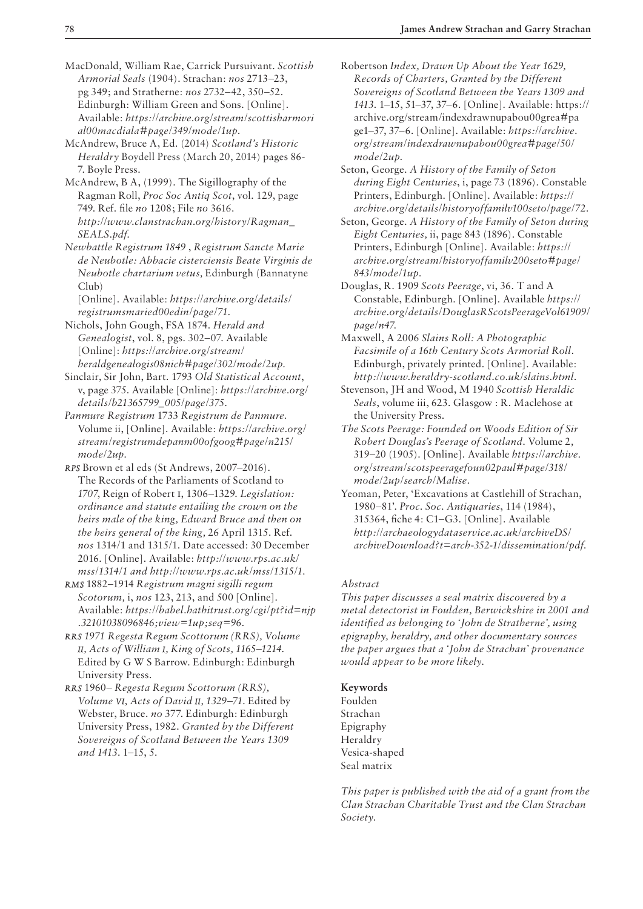MacDonald, William Rae, Carrick Pursuivant. *Scottish Armorial Seals* (1904). Strachan: *nos* 2713–23, pg 349; and Stratherne: *nos* 2732–42, 350–52. Edinburgh: William Green and Sons. [Online]. Available: *https://archive.org/stream/scottisharmorial00macdiala#page/349/mode/1up.*

McAndrew, Bruce A, Ed. (2014) *Scotland's Historic Heraldry* Boydell Press (March 20, 2014) pages 86-7. Boyle Press.

McAndrew, B A, (1999). The Sigillography of the Ragman Roll, *Proc Soc Antiq Scot*, vol. 129, page 749. Ref. file *no* 1208; File *no* 3616. *http://www.clanstrachan.org/history/Ragman_SEALS.pdf.*

*Newbattle Registrum 1849* , *Registrum Sancte Marie de Neubotle: Abbacie cisterciensis Beate Virginis de Neubotle chartarium vetus,* Edinburgh (Bannatyne Club)
[Online]. Available: *https://archive.org/details/registrumsmaried00edin/page/71.*

Nichols, John Gough, FSA 1874. *Herald and Genealogist*, vol. 8, pgs. 302–07. Available [Online]: *https://archive.org/stream/heraldgenealogis08nich#page/302/mode/2up.*

Sinclair, Sir John, Bart. 1793 *Old Statistical Account*, v, page 375. Available [Online]: *https://archive.org/details/b21365799_005/page/375.*

*Panmure Registrum* 1733 *Registrum de Panmure.* Volume ii, [Online]. Available: *https://archive.org/stream/registrumdepanm00ofgoog#page/n215/mode/2up.*

*RPS* Brown et al eds (St Andrews, 2007–2016). The Records of the Parliaments of Scotland to *1707*, Reign of Robert I, 1306–1329. *Legislation: ordinance and statute entailing the crown on the heirs male of the king, Edward Bruce and then on the heirs general of the king,* 26 April 1315. Ref. *nos* 1314/1 and 1315/1. Date accessed: 30 December 2016. [Online]. Available: *http://www.rps.ac.uk/mss/1314/1 and http://www.rps.ac.uk/mss/1315/1.*

*RMS* 1882–1914 *Registrum magni sigilli regum Scotorum,* i, *nos* 123, 213, and 500 [Online]. Available: *https://babel.hathitrust.org/cgi/pt?id=njp.32101038096846;view=1up;seq=96.*

*RRS 1971 Regesta Regum Scottorum (RRS), Volume II, Acts of William I, King of Scots, 1165–1214.* Edited by G W S Barrow. Edinburgh: Edinburgh University Press.

*RRS* 1960– *Regesta Regum Scottorum (RRS), Volume VI, Acts of David II, 1329–71.* Edited by Webster, Bruce. *no* 377. Edinburgh: Edinburgh University Press, 1982. *Granted by the Different Sovereigns of Scotland Between the Years 1309 and 1413.* 1–15, 5.

Robertson *Index, Drawn Up About the Year 1629, Records of Charters, Granted by the Different Sovereigns of Scotland Between the Years 1309 and 1413.* 1–15, 51–37, 37–6. [Online]. Available: https://archive.org/stream/indexdrawnupabou00grea#page1–37, 37–6. [Online]. Available: *https://archive.org/stream/indexdrawnupabou00grea#page/50/mode/2up.*

Seton, George. *A History of the Family of Seton during Eight Centuries*, i, page 73 (1896). Constable Printers, Edinburgh. [Online]. Available: *https://archive.org/details/historyoffamilv100seto/page/72.*

Seton, George. *A History of the Family of Seton during Eight Centuries*, ii, page 843 (1896). Constable Printers, Edinburgh [Online]. Available: *https://archive.org/stream/historyoffamilv200seto#page/843/mode/1up.*

Douglas, R. 1909 *Scots Peerage*, vi, 36. T and A Constable, Edinburgh. [Online]. Available *https://archive.org/details/DouglasRScotsPeerageVol61909/page/n47.*

Maxwell, A 2006 *Slains Roll: A Photographic Facsimile of a 16th Century Scots Armorial Roll.* Edinburgh, privately printed. [Online]. Available: *http://www.heraldry-scotland.co.uk/slains.html.*

Stevenson, JH and Wood, M 1940 *Scottish Heraldic Seals*, volume iii, 623. Glasgow : R. Maclehose at the University Press.

*The Scots Peerage: Founded on Woods Edition of Sir Robert Douglas's Peerage of Scotland.* Volume 2, 319–20 (1905). [Online]. Available *https://archive.org/stream/scotspeeragefoun02paul#page/318/mode/2up/search/Malise.*

Yeoman, Peter, 'Excavations at Castlehill of Strachan, 1980–81'. *Proc. Soc. Antiquaries*, 114 (1984), 315364, fiche 4: C1–G3. [Online]. Available *http://archaeologydataservice.ac.uk/archiveDS/archiveDownload?t=arch-352-1/dissemination/pdf.*

*Abstract*

*This paper discusses a seal matrix discovered by a metal detectorist in Foulden, Berwickshire in 2001 and identified as belonging to 'John de Stratherne', using epigraphy, heraldry, and other documentary sources the paper argues that a 'John de Strachan' provenance would appear to be more likely.*

**Keywords**

Foulden
Strachan
Epigraphy
Heraldry
Vesica-shaped
Seal matrix

*This paper is published with the aid of a grant from the Clan Strachan Charitable Trust and the Clan Strachan Society.*